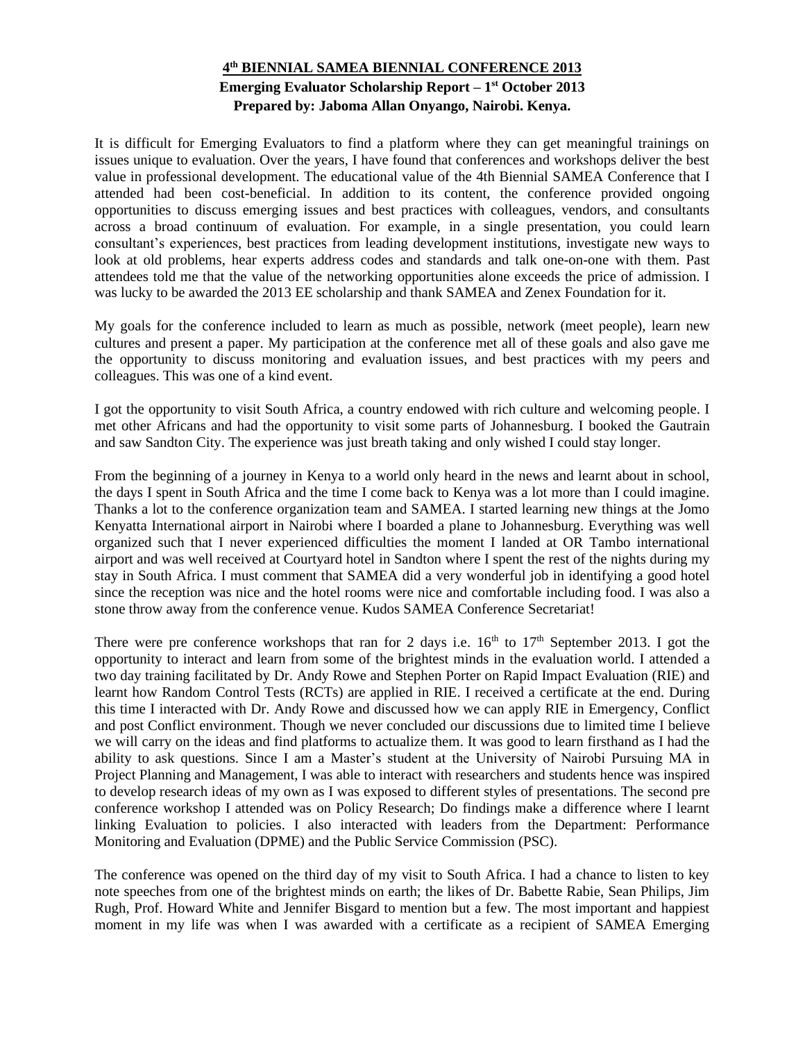**4th BIENNIAL SAMEA BIENNIAL CONFERENCE 2013**
**Emerging Evaluator Scholarship Report – 1st October 2013**
**Prepared by: Jaboma Allan Onyango, Nairobi. Kenya.**

It is difficult for Emerging Evaluators to find a platform where they can get meaningful trainings on issues unique to evaluation. Over the years, I have found that conferences and workshops deliver the best value in professional development. The educational value of the 4th Biennial SAMEA Conference that I attended had been cost-beneficial. In addition to its content, the conference provided ongoing opportunities to discuss emerging issues and best practices with colleagues, vendors, and consultants across a broad continuum of evaluation. For example, in a single presentation, you could learn consultant's experiences, best practices from leading development institutions, investigate new ways to look at old problems, hear experts address codes and standards and talk one-on-one with them. Past attendees told me that the value of the networking opportunities alone exceeds the price of admission. I was lucky to be awarded the 2013 EE scholarship and thank SAMEA and Zenex Foundation for it.

My goals for the conference included to learn as much as possible, network (meet people), learn new cultures and present a paper. My participation at the conference met all of these goals and also gave me the opportunity to discuss monitoring and evaluation issues, and best practices with my peers and colleagues. This was one of a kind event.

I got the opportunity to visit South Africa, a country endowed with rich culture and welcoming people. I met other Africans and had the opportunity to visit some parts of Johannesburg. I booked the Gautrain and saw Sandton City. The experience was just breath taking and only wished I could stay longer.

From the beginning of a journey in Kenya to a world only heard in the news and learnt about in school, the days I spent in South Africa and the time I come back to Kenya was a lot more than I could imagine. Thanks a lot to the conference organization team and SAMEA. I started learning new things at the Jomo Kenyatta International airport in Nairobi where I boarded a plane to Johannesburg. Everything was well organized such that I never experienced difficulties the moment I landed at OR Tambo international airport and was well received at Courtyard hotel in Sandton where I spent the rest of the nights during my stay in South Africa. I must comment that SAMEA did a very wonderful job in identifying a good hotel since the reception was nice and the hotel rooms were nice and comfortable including food. I was also a stone throw away from the conference venue. Kudos SAMEA Conference Secretariat!

There were pre conference workshops that ran for 2 days i.e. 16th to 17th September 2013. I got the opportunity to interact and learn from some of the brightest minds in the evaluation world. I attended a two day training facilitated by Dr. Andy Rowe and Stephen Porter on Rapid Impact Evaluation (RIE) and learnt how Random Control Tests (RCTs) are applied in RIE. I received a certificate at the end. During this time I interacted with Dr. Andy Rowe and discussed how we can apply RIE in Emergency, Conflict and post Conflict environment. Though we never concluded our discussions due to limited time I believe we will carry on the ideas and find platforms to actualize them. It was good to learn firsthand as I had the ability to ask questions. Since I am a Master's student at the University of Nairobi Pursuing MA in Project Planning and Management, I was able to interact with researchers and students hence was inspired to develop research ideas of my own as I was exposed to different styles of presentations. The second pre conference workshop I attended was on Policy Research; Do findings make a difference where I learnt linking Evaluation to policies. I also interacted with leaders from the Department: Performance Monitoring and Evaluation (DPME) and the Public Service Commission (PSC).

The conference was opened on the third day of my visit to South Africa. I had a chance to listen to key note speeches from one of the brightest minds on earth; the likes of Dr. Babette Rabie, Sean Philips, Jim Rugh, Prof. Howard White and Jennifer Bisgard to mention but a few. The most important and happiest moment in my life was when I was awarded with a certificate as a recipient of SAMEA Emerging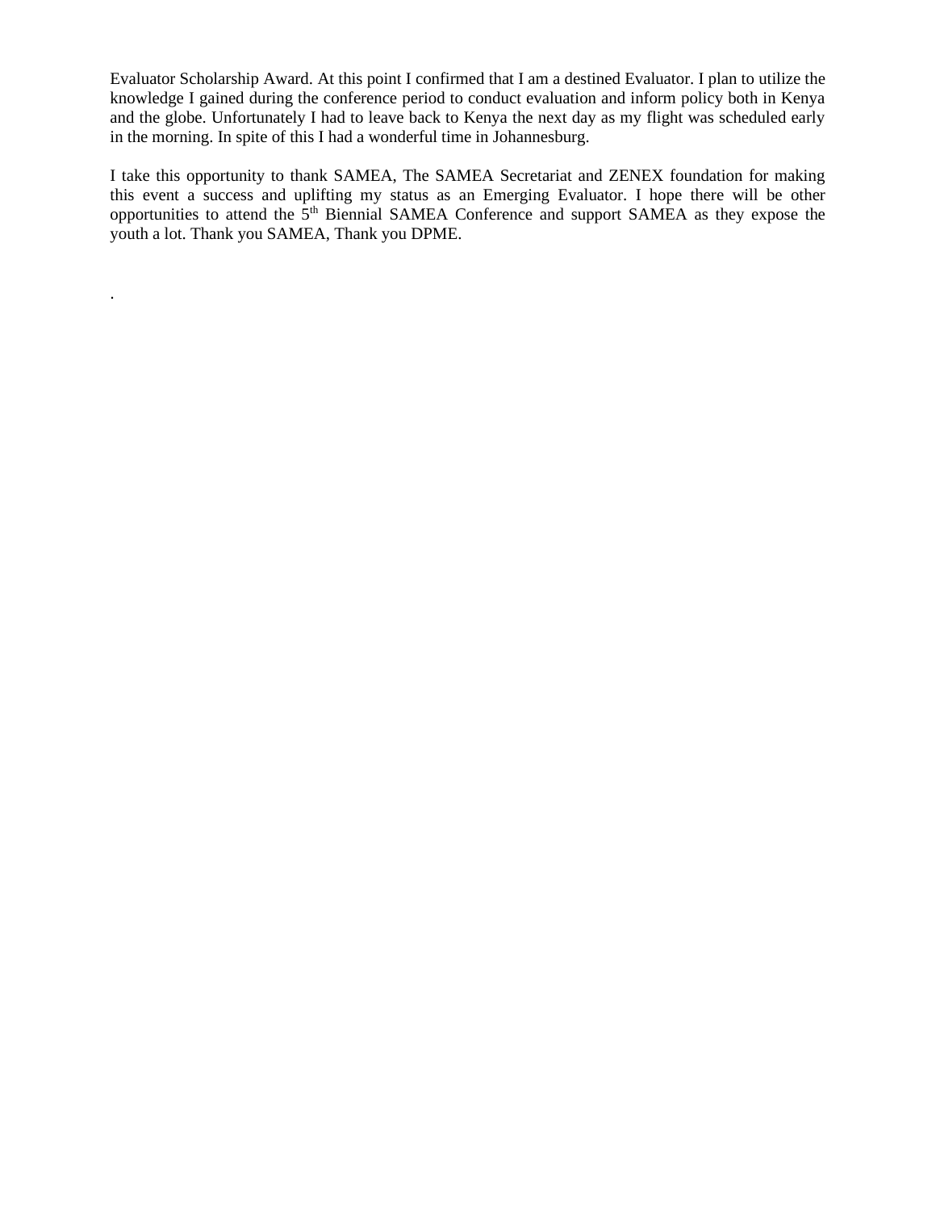Evaluator Scholarship Award. At this point I confirmed that I am a destined Evaluator. I plan to utilize the knowledge I gained during the conference period to conduct evaluation and inform policy both in Kenya and the globe. Unfortunately I had to leave back to Kenya the next day as my flight was scheduled early in the morning. In spite of this I had a wonderful time in Johannesburg.

I take this opportunity to thank SAMEA, The SAMEA Secretariat and ZENEX foundation for making this event a success and uplifting my status as an Emerging Evaluator. I hope there will be other opportunities to attend the 5th Biennial SAMEA Conference and support SAMEA as they expose the youth a lot. Thank you SAMEA, Thank you DPME.

.